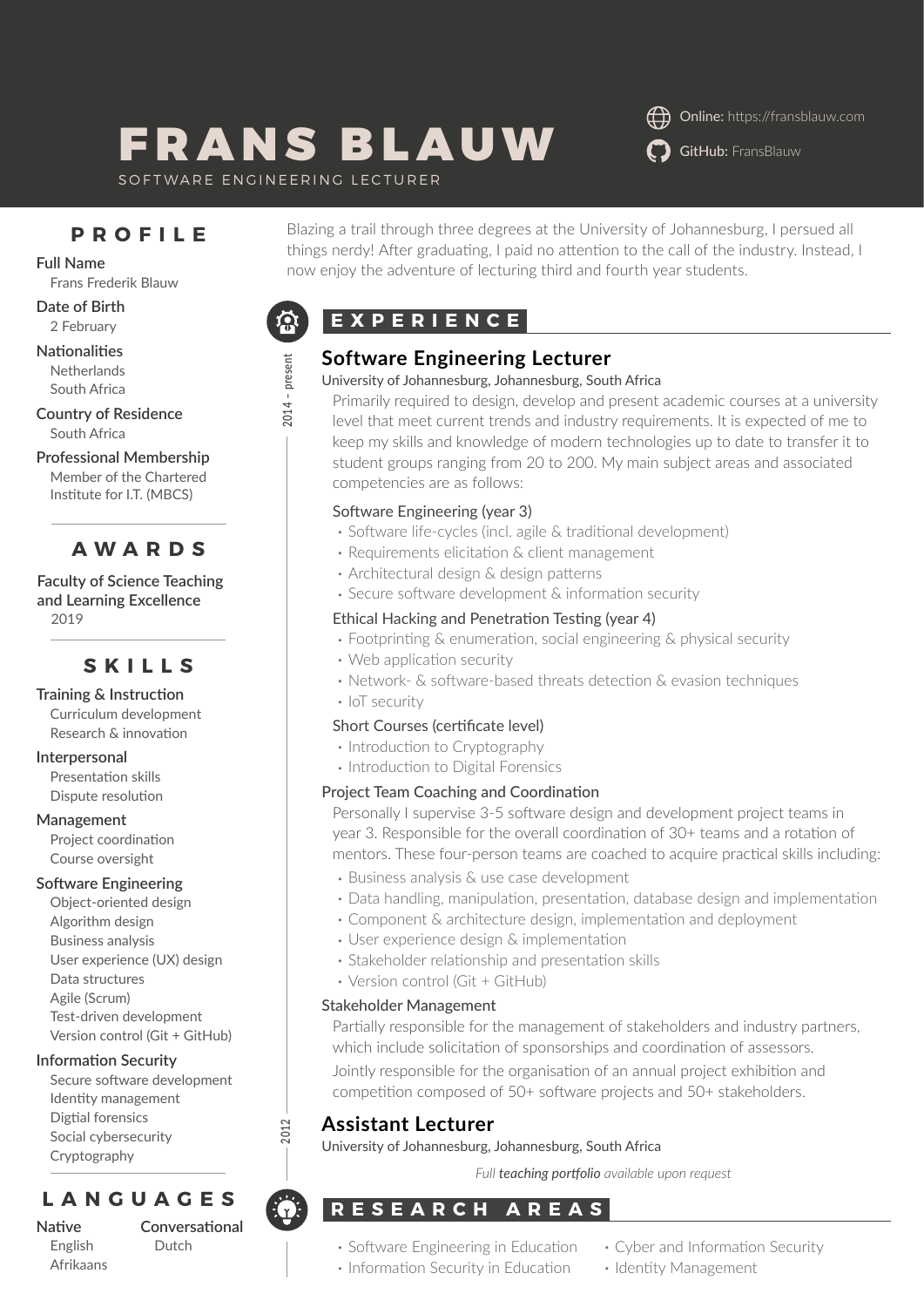# FRANS BLAUW

SOFTWARE ENGINEERING LECTURER

Online: https://fransblauw.com

GitHub: FransBlauw

## PROFILE

**Full Name**
Frans Frederik Blauw

**Date of Birth**
2 February

**Nationalities**
Netherlands
South Africa

**Country of Residence**
South Africa

**Professional Membership**
Member of the Chartered Institute for I.T. (MBCS)

## AWARDS

**Faculty of Science Teaching and Learning Excellence**
2019

## SKILLS

**Training & Instruction**
Curriculum development
Research & innovation

**Interpersonal**
Presentation skills
Dispute resolution

**Management**
Project coordination
Course oversight

**Software Engineering**
Object-oriented design
Algorithm design
Business analysis
User experience (UX) design
Data structures
Agile (Scrum)
Test-driven development
Version control (Git + GitHub)

**Information Security**
Secure software development
Identity management
Digtial forensics
Social cybersecurity
Cryptography

## LANGUAGES

**Native**
English
Afrikaans

**Conversational**
Dutch

---

Blazing a trail through three degrees at the University of Johannesburg, I persued all things nerdy! After graduating, I paid no attention to the call of the industry. Instead, I now enjoy the adventure of lecturing third and fourth year students.

## EXPERIENCE

### Software Engineering Lecturer

2014 – present

University of Johannesburg, Johannesburg, South Africa

Primarily required to design, develop and present academic courses at a university level that meet current trends and industry requirements. It is expected of me to keep my skills and knowledge of modern technologies up to date to transfer it to student groups ranging from 20 to 200. My main subject areas and associated competencies are as follows:

Software Engineering (year 3)

- Software life-cycles (incl. agile & traditional development)
- Requirements elicitation & client management
- Architectural design & design patterns
- Secure software development & information security

Ethical Hacking and Penetration Testing (year 4)

- Footprinting & enumeration, social engineering & physical security
- Web application security
- Network- & software-based threats detection & evasion techniques
- IoT security

Short Courses (certificate level)

- Introduction to Cryptography
- Introduction to Digital Forensics

Project Team Coaching and Coordination

Personally I supervise 3-5 software design and development project teams in year 3. Responsible for the overall coordination of 30+ teams and a rotation of mentors. These four-person teams are coached to acquire practical skills including:

- Business analysis & use case development
- Data handling, manipulation, presentation, database design and implementation
- Component & architecture design, implementation and deployment
- User experience design & implementation
- Stakeholder relationship and presentation skills
- Version control (Git + GitHub)

Stakeholder Management

Partially responsible for the management of stakeholders and industry partners, which include solicitation of sponsorships and coordination of assessors.

Jointly responsible for the organisation of an annual project exhibition and competition composed of 50+ software projects and 50+ stakeholders.

### Assistant Lecturer

2012

University of Johannesburg, Johannesburg, South Africa

*Full **teaching portfolio** available upon request*

## RESEARCH AREAS

- Software Engineering in Education
- Information Security in Education
- Cyber and Information Security
- Identity Management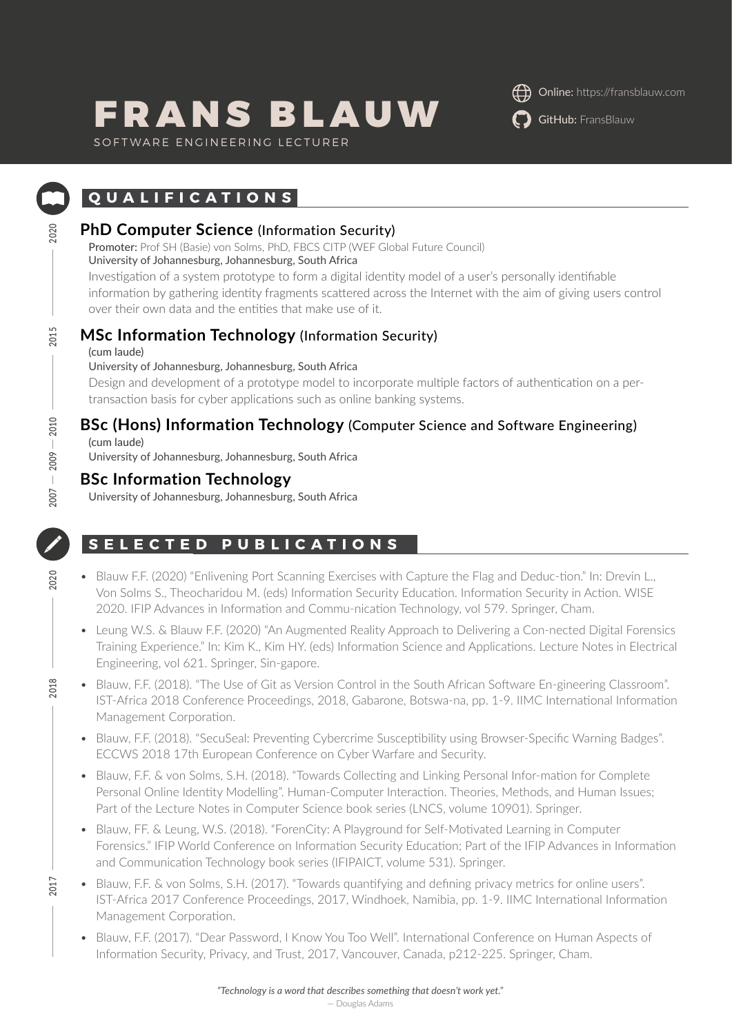# FRANS BLAUW

SOFTWARE ENGINEERING LECTURER

Online: https://fransblauw.com

GitHub: FransBlauw

## QUALIFICATIONS

2020

### PhD Computer Science (Information Security)

Promoter: Prof SH (Basie) von Solms, PhD, FBCS CITP (WEF Global Future Council)
University of Johannesburg, Johannesburg, South Africa

Investigation of a system prototype to form a digital identity model of a user's personally identifiable information by gathering identity fragments scattered across the Internet with the aim of giving users control over their own data and the entities that make use of it.

2015

### MSc Information Technology (Information Security)

(cum laude)
University of Johannesburg, Johannesburg, South Africa

Design and development of a prototype model to incorporate multiple factors of authentication on a per-transaction basis for cyber applications such as online banking systems.

2010 — 2009

### BSc (Hons) Information Technology (Computer Science and Software Engineering)

(cum laude)
University of Johannesburg, Johannesburg, South Africa

2007

### BSc Information Technology

University of Johannesburg, Johannesburg, South Africa

## SELECTED PUBLICATIONS

2020

- Blauw F.F. (2020) "Enlivening Port Scanning Exercises with Capture the Flag and Deduc-tion." In: Drevin L., Von Solms S., Theocharidou M. (eds) Information Security Education. Information Security in Action. WISE 2020. IFIP Advances in Information and Commu-nication Technology, vol 579. Springer, Cham.
- Leung W.S. & Blauw F.F. (2020) "An Augmented Reality Approach to Delivering a Con-nected Digital Forensics Training Experience." In: Kim K., Kim HY. (eds) Information Science and Applications. Lecture Notes in Electrical Engineering, vol 621. Springer, Sin-gapore.

2018

- Blauw, F.F. (2018). "The Use of Git as Version Control in the South African Software En-gineering Classroom". IST-Africa 2018 Conference Proceedings, 2018, Gabarone, Botswa-na, pp. 1-9. IIMC International Information Management Corporation.
- Blauw, F.F. (2018). "SecuSeal: Preventing Cybercrime Susceptibility using Browser-Specific Warning Badges". ECCWS 2018 17th European Conference on Cyber Warfare and Security.
- Blauw, F.F. & von Solms, S.H. (2018). "Towards Collecting and Linking Personal Infor-mation for Complete Personal Online Identity Modelling". Human-Computer Interaction. Theories, Methods, and Human Issues; Part of the Lecture Notes in Computer Science book series (LNCS, volume 10901). Springer.
- Blauw, FF. & Leung, W.S. (2018). "ForenCity: A Playground for Self-Motivated Learning in Computer Forensics." IFIP World Conference on Information Security Education; Part of the IFIP Advances in Information and Communication Technology book series (IFIPAICT, volume 531). Springer.

2017

- Blauw, F.F. & von Solms, S.H. (2017). "Towards quantifying and defining privacy metrics for online users". IST-Africa 2017 Conference Proceedings, 2017, Windhoek, Namibia, pp. 1-9. IIMC International Information Management Corporation.
- Blauw, F.F. (2017). "Dear Password, I Know You Too Well". International Conference on Human Aspects of Information Security, Privacy, and Trust, 2017, Vancouver, Canada, p212-225. Springer, Cham.

*"Technology is a word that describes something that doesn't work yet."*
— Douglas Adams